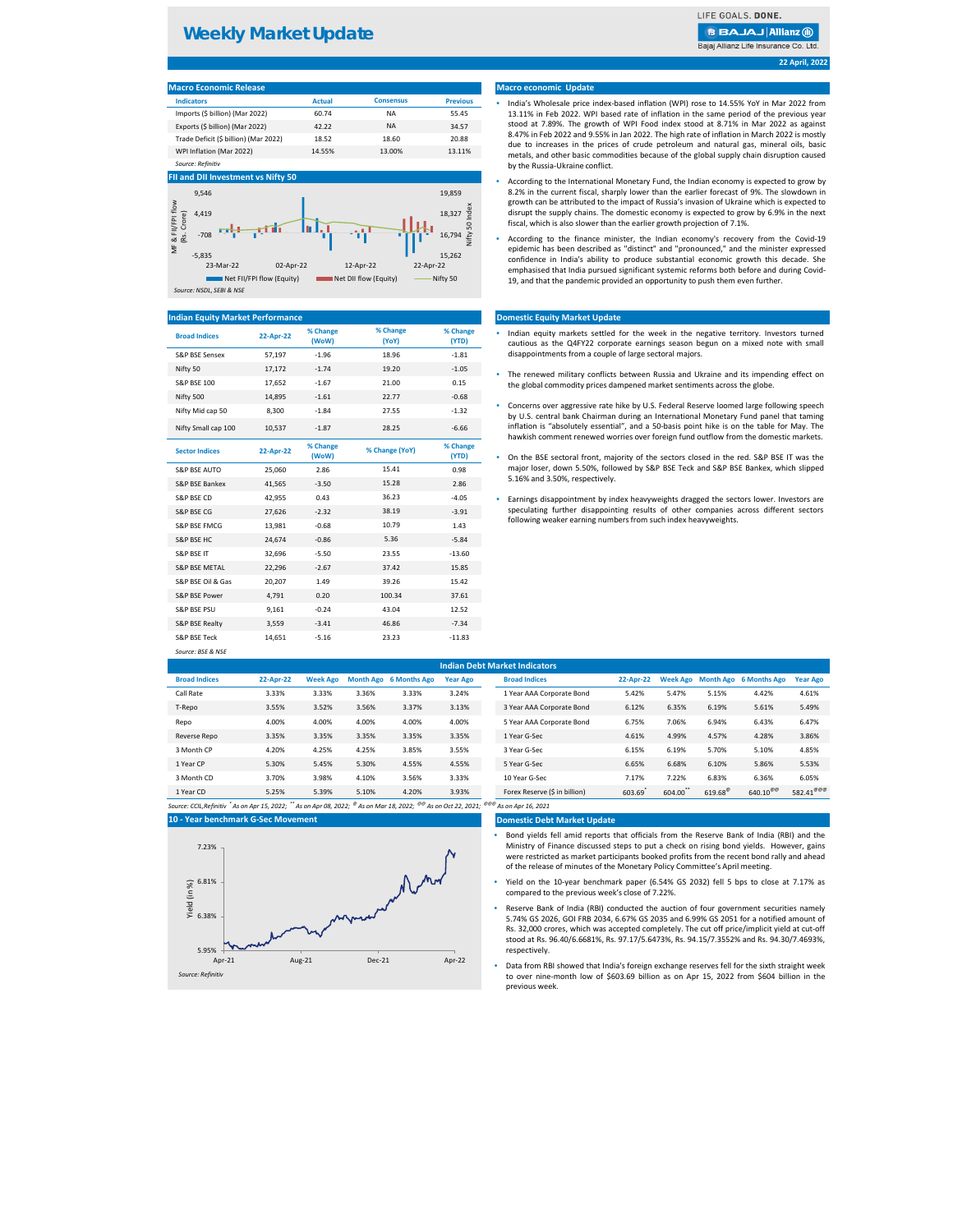# Weekly Market Update

LIFE GOALS. DONE.
BAJAJ | Allianz
Bajaj Allianz Life Insurance Co. Ltd.

22 April, 2022

## Macro Economic Release

| Indicators | Actual | Consensus | Previous |
|---|---|---|---|
| Imports ($ billion) (Mar 2022) | 60.74 | NA | 55.45 |
| Exports ($ billion) (Mar 2022) | 42.22 | NA | 34.57 |
| Trade Deficit ($ billion) (Mar 2022) | 18.52 | 18.60 | 20.88 |
| WPI Inflation (Mar 2022) | 14.55% | 13.00% | 13.11% |

*Source: Refinitiv*

## FII and DII Investment vs Nifty 50

MF & FII/FPI flow (Rs. Crore)
9,546
4,419
-708
-5,835
Nifty 50 Index
19,859
18,327
16,794
15,262
23-Mar-22
02-Apr-22
12-Apr-22
22-Apr-22
Net FII/FPI flow (Equity)
Net DII flow (Equity)
Nifty 50

*Source: NSDL, SEBI & NSE*

## Macro economic Update

- India's Wholesale price index-based inflation (WPI) rose to 14.55% YoY in Mar 2022 from 13.11% in Feb 2022. WPI based rate of inflation in the same period of the previous year stood at 7.89%. The growth of WPI Food index stood at 8.71% in Mar 2022 as against 8.47% in Feb 2022 and 9.55% in Jan 2022. The high rate of inflation in March 2022 is mostly due to increases in the prices of crude petroleum and natural gas, mineral oils, basic metals, and other basic commodities because of the global supply chain disruption caused by the Russia-Ukraine conflict.
- According to the International Monetary Fund, the Indian economy is expected to grow by 8.2% in the current fiscal, sharply lower than the earlier forecast of 9%. The slowdown in growth can be attributed to the impact of Russia's invasion of Ukraine which is expected to disrupt the supply chains. The domestic economy is expected to grow by 6.9% in the next fiscal, which is also slower than the earlier growth projection of 7.1%.
- According to the finance minister, the Indian economy's recovery from the Covid-19 epidemic has been described as "distinct" and "pronounced," and the minister expressed confidence in India's ability to produce substantial economic growth this decade. She emphasised that India pursued significant systemic reforms both before and during Covid-19, and that the pandemic provided an opportunity to push them even further.

## Indian Equity Market Performance

| Broad Indices | 22-Apr-22 | % Change (WoW) | % Change (YoY) | % Change (YTD) |
|---|---|---|---|---|
| S&P BSE Sensex | 57,197 | -1.96 | 18.96 | -1.81 |
| Nifty 50 | 17,172 | -1.74 | 19.20 | -1.05 |
| S&P BSE 100 | 17,652 | -1.67 | 21.00 | 0.15 |
| Nifty 500 | 14,895 | -1.61 | 22.77 | -0.68 |
| Nifty Mid cap 50 | 8,300 | -1.84 | 27.55 | -1.32 |
| Nifty Small cap 100 | 10,537 | -1.87 | 28.25 | -6.66 |

| Sector Indices | 22-Apr-22 | % Change (WoW) | % Change (YoY) | % Change (YTD) |
|---|---|---|---|---|
| S&P BSE AUTO | 25,060 | 2.86 | 15.41 | 0.98 |
| S&P BSE Bankex | 41,565 | -3.50 | 15.28 | 2.86 |
| S&P BSE CD | 42,955 | 0.43 | 36.23 | -4.05 |
| S&P BSE CG | 27,626 | -2.32 | 38.19 | -3.91 |
| S&P BSE FMCG | 13,981 | -0.68 | 10.79 | 1.43 |
| S&P BSE HC | 24,674 | -0.86 | 5.36 | -5.84 |
| S&P BSE IT | 32,696 | -5.50 | 23.55 | -13.60 |
| S&P BSE METAL | 22,296 | -2.67 | 37.42 | 15.85 |
| S&P BSE Oil & Gas | 20,207 | 1.49 | 39.26 | 15.42 |
| S&P BSE Power | 4,791 | 0.20 | 100.34 | 37.61 |
| S&P BSE PSU | 9,161 | -0.24 | 43.04 | 12.52 |
| S&P BSE Realty | 3,559 | -3.41 | 46.86 | -7.34 |
| S&P BSE Teck | 14,651 | -5.16 | 23.23 | -11.83 |

*Source: BSE & NSE*

## Domestic Equity Market Update

- Indian equity markets settled for the week in the negative territory. Investors turned cautious as the Q4FY22 corporate earnings season begun on a mixed note with small disappointments from a couple of large sectoral majors.
- The renewed military conflicts between Russia and Ukraine and its impending effect on the global commodity prices dampened market sentiments across the globe.
- Concerns over aggressive rate hike by U.S. Federal Reserve loomed large following speech by U.S. central bank Chairman during an International Monetary Fund panel that taming inflation is "absolutely essential", and a 50-basis point hike is on the table for May. The hawkish comment renewed worries over foreign fund outflow from the domestic markets.
- On the BSE sectoral front, majority of the sectors closed in the red. S&P BSE IT was the major loser, down 5.50%, followed by S&P BSE Teck and S&P BSE Bankex, which slipped 5.16% and 3.50%, respectively.
- Earnings disappointment by index heavyweights dragged the sectors lower. Investors are speculating further disappointing results of other companies across different sectors following weaker earning numbers from such index heavyweights.

## Indian Debt Market Indicators

| Broad Indices | 22-Apr-22 | Week Ago | Month Ago | 6 Months Ago | Year Ago |
|---|---|---|---|---|---|
| Call Rate | 3.33% | 3.33% | 3.36% | 3.33% | 3.24% |
| T-Repo | 3.55% | 3.52% | 3.56% | 3.37% | 3.13% |
| Repo | 4.00% | 4.00% | 4.00% | 4.00% | 4.00% |
| Reverse Repo | 3.35% | 3.35% | 3.35% | 3.35% | 3.35% |
| 3 Month CP | 4.20% | 4.25% | 4.25% | 3.85% | 3.55% |
| 1 Year CP | 5.30% | 5.45% | 5.30% | 4.55% | 4.55% |
| 3 Month CD | 3.70% | 3.98% | 4.10% | 3.56% | 3.33% |
| 1 Year CD | 5.25% | 5.39% | 5.10% | 4.20% | 3.93% |

| Broad Indices | 22-Apr-22 | Week Ago | Month Ago | 6 Months Ago | Year Ago |
|---|---|---|---|---|---|
| 1 Year AAA Corporate Bond | 5.42% | 5.47% | 5.15% | 4.42% | 4.61% |
| 3 Year AAA Corporate Bond | 6.12% | 6.35% | 6.19% | 5.61% | 5.49% |
| 5 Year AAA Corporate Bond | 6.75% | 7.06% | 6.94% | 6.43% | 6.47% |
| 1 Year G-Sec | 4.61% | 4.99% | 4.57% | 4.28% | 3.86% |
| 3 Year G-Sec | 6.15% | 6.19% | 5.70% | 5.10% | 4.85% |
| 5 Year G-Sec | 6.65% | 6.68% | 6.10% | 5.86% | 5.53% |
| 10 Year G-Sec | 7.17% | 7.22% | 6.83% | 6.36% | 6.05% |
| Forex Reserve ($ in billion) | 603.69* | 604.00** | 619.68@ | 640.10@@ | 582.41@@@ |

*Source: CCIL,Refinitiv* \* As on Apr 15, 2022; \*\* As on Apr 08, 2022; @ As on Mar 18, 2022; @@ As on Oct 22, 2021; @@@ As on Apr 16, 2021

## 10 - Year benchmark G-Sec Movement

Yield (in %)
7.23%
6.81%
6.38%
5.95%
Apr-21
Aug-21
Dec-21
Apr-22

*Source: Refinitiv*

## Domestic Debt Market Update

- Bond yields fell amid reports that officials from the Reserve Bank of India (RBI) and the Ministry of Finance discussed steps to put a check on rising bond yields. However, gains were restricted as market participants booked profits from the recent bond rally and ahead of the release of minutes of the Monetary Policy Committee's April meeting.
- Yield on the 10-year benchmark paper (6.54% GS 2032) fell 5 bps to close at 7.17% as compared to the previous week's close of 7.22%.
- Reserve Bank of India (RBI) conducted the auction of four government securities namely 5.74% GS 2026, GOI FRB 2034, 6.67% GS 2035 and 6.99% GS 2051 for a notified amount of Rs. 32,000 crores, which was accepted completely. The cut off price/implicit yield at cut-off stood at Rs. 96.40/6.6681%, Rs. 97.17/5.6473%, Rs. 94.15/7.3552% and Rs. 94.30/7.4693%, respectively.
- Data from RBI showed that India's foreign exchange reserves fell for the sixth straight week to over nine-month low of $603.69 billion as on Apr 15, 2022 from $604 billion in the previous week.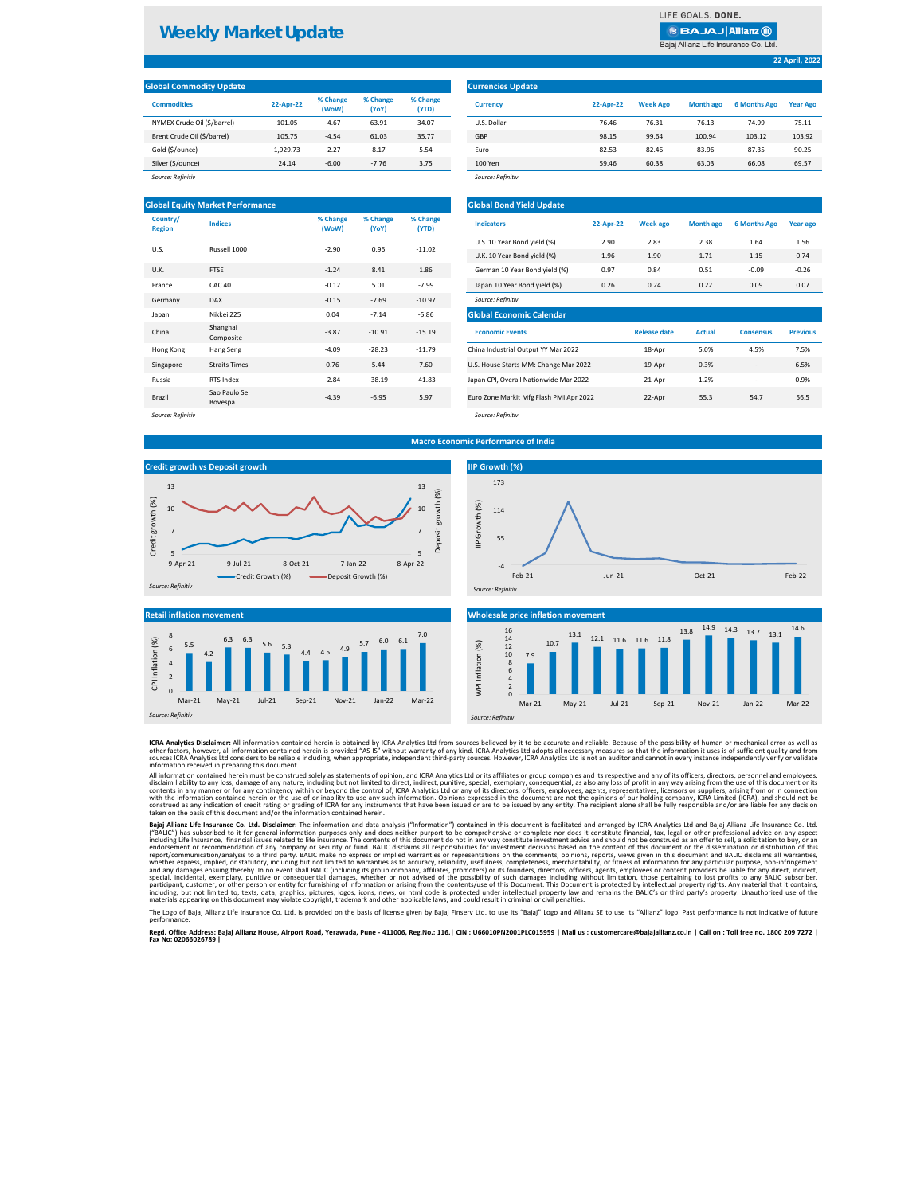# Weekly Market Update

LIFE GOALS. DONE.

Bajaj Allianz Life Insurance Co. Ltd.

**22 April, 2022**

## Global Commodity Update

| Commodities | 22-Apr-22 | % Change (WoW) | % Change (YoY) | % Change (YTD) |
|---|---|---|---|---|
| NYMEX Crude Oil ($/barrel) | 101.05 | -4.67 | 63.91 | 34.07 |
| Brent Crude Oil ($/barrel) | 105.75 | -4.54 | 61.03 | 35.77 |
| Gold ($/ounce) | 1,929.73 | -2.27 | 8.17 | 5.54 |
| Silver ($/ounce) | 24.14 | -6.00 | -7.76 | 3.75 |

*Source: Refinitiv*

## Currencies Update

| Currency | 22-Apr-22 | Week Ago | Month ago | 6 Months Ago | Year Ago |
|---|---|---|---|---|---|
| U.S. Dollar | 76.46 | 76.31 | 76.13 | 74.99 | 75.11 |
| GBP | 98.15 | 99.64 | 100.94 | 103.12 | 103.92 |
| Euro | 82.53 | 82.46 | 83.96 | 87.35 | 90.25 |
| 100 Yen | 59.46 | 60.38 | 63.03 | 66.08 | 69.57 |

*Source: Refinitiv*

## Global Equity Market Performance

| Country/ Region | Indices | % Change (WoW) | % Change (YoY) | % Change (YTD) |
|---|---|---|---|---|
| U.S. | Russell 1000 | -2.90 | 0.96 | -11.02 |
| U.K. | FTSE | -1.24 | 8.41 | 1.86 |
| France | CAC 40 | -0.12 | 5.01 | -7.99 |
| Germany | DAX | -0.15 | -7.69 | -10.97 |
| Japan | Nikkei 225 | 0.04 | -7.14 | -5.86 |
| China | Shanghai Composite | -3.87 | -10.91 | -15.19 |
| Hong Kong | Hang Seng | -4.09 | -28.23 | -11.79 |
| Singapore | Straits Times | 0.76 | 5.44 | 7.60 |
| Russia | RTS Index | -2.84 | -38.19 | -41.83 |
| Brazil | Sao Paulo Se Bovespa | -4.39 | -6.95 | 5.97 |

*Source: Refinitiv*

## Global Bond Yield Update

| Indicators | 22-Apr-22 | Week ago | Month ago | 6 Months Ago | Year ago |
|---|---|---|---|---|---|
| U.S. 10 Year Bond yield (%) | 2.90 | 2.83 | 2.38 | 1.64 | 1.56 |
| U.K. 10 Year Bond yield (%) | 1.96 | 1.90 | 1.71 | 1.15 | 0.74 |
| German 10 Year Bond yield (%) | 0.97 | 0.84 | 0.51 | -0.09 | -0.26 |
| Japan 10 Year Bond yield (%) | 0.26 | 0.24 | 0.22 | 0.09 | 0.07 |

*Source: Refinitiv*

## Global Economic Calendar

| Economic Events | Release date | Actual | Consensus | Previous |
|---|---|---|---|---|
| China Industrial Output YY Mar 2022 | 18-Apr | 5.0% | 4.5% | 7.5% |
| U.S. House Starts MM: Change Mar 2022 | 19-Apr | 0.3% | - | 6.5% |
| Japan CPI, Overall Nationwide Mar 2022 | 21-Apr | 1.2% | - | 0.9% |
| Euro Zone Markit Mfg Flash PMI Apr 2022 | 22-Apr | 55.3 | 54.7 | 56.5 |

*Source: Refinitiv*

## Macro Economic Performance of India

### Credit growth vs Deposit growth

Credit growth (%)
Deposit growth (%)
13
10
7
5
9-Apr-21
9-Jul-21
8-Oct-21
7-Jan-22
8-Apr-22
Credit Growth (%)
Deposit Growth (%)

*Source: Refinitiv*

### IIP Growth (%)

IIP Growth (%)
173
114
55
-4
Feb-21
Jun-21
Oct-21
Feb-22

*Source: Refinitiv*

### Retail inflation movement

CPI Inflation (%)
8
6
4
2
0
5.5
4.2
6.3
6.3
5.6
5.3
4.4
4.5
4.9
5.7
6.0
6.1
7.0
Mar-21
May-21
Jul-21
Sep-21
Nov-21
Jan-22
Mar-22

*Source: Refinitiv*

### Wholesale price inflation movement

WPI Inflation (%)
16
14
12
10
8
6
4
2
0
7.9
10.7
13.1
12.1
11.6
11.6
11.8
13.8
14.9
14.3
13.7
13.1
14.6
Mar-21
May-21
Jul-21
Sep-21
Nov-21
Jan-22
Mar-22

*Source: Refinitiv*

**ICRA Analytics Disclaimer:** All information contained herein is obtained by ICRA Analytics Ltd from sources believed by it to be accurate and reliable. Because of the possibility of human or mechanical error as well as other factors, however, all information contained herein is provided "AS IS" without warranty of any kind. ICRA Analytics Ltd adopts all necessary measures so that the information it uses is of sufficient quality and from sources ICRA Analytics Ltd considers to be reliable including, when appropriate, independent third-party sources. However, ICRA Analytics Ltd is not an auditor and cannot in every instance independently verify or validate information received in preparing this document.

All information contained herein must be construed solely as statements of opinion, and ICRA Analytics Ltd or its affiliates or group companies and its respective and any of its officers, directors, personnel and employees, disclaim liability to any loss, damage of any nature, including but not limited to direct, indirect, punitive, special, exemplary, consequential, as also any loss of profit in any way arising from the use of this document or its contents in any manner or for any contingency within or beyond the control of, ICRA Analytics Ltd or any of its directors, officers, employees, agents, representatives, licensors or suppliers, arising from or in connection with the information contained herein or the use of or inability to use any such information. Opinions expressed in the document are not the opinions of our holding company, ICRA Limited (ICRA), and should not be construed as any indication of credit rating or grading of ICRA for any instruments that have been issued or are to be issued by any entity. The recipient alone shall be fully responsible and/or are liable for any decision taken on the basis of this document and/or the information contained herein.

**Bajaj Allianz Life Insurance Co. Ltd. Disclaimer:** The information and data analysis ("Information") contained in this document is facilitated and arranged by ICRA Analytics Ltd and Bajaj Allianz Life Insurance Co. Ltd. ("BALIC") has subscribed to it for general information purposes only and does neither purport to be comprehensive or complete nor does it constitute financial, tax, legal or other professional advice on any aspect including Life Insurance, financial issues related to life insurance. The contents of this document do not in any way constitute investment advice and should not be construed as an offer to sell, a solicitation to buy, or an endorsement or recommendation of any company or security or fund. BALIC disclaims all responsibilities for investment decisions based on the content of this document or the dissemination or distribution of this report/communication/analysis to a third party. BALIC make no express or implied warranties or representations on the comments, opinions, reports, views given in this document and BALIC disclaims all warranties, whether express, implied, or statutory, including but not limited to warranties as to accuracy, reliability, usefulness, completeness, merchantability, or fitness of information for any particular purpose, non-infringement and any damages ensuing thereby. In no event shall BALIC (including its group company, affiliates, promoters) or its founders, directors, officers, agents, employees or content providers be liable for any direct, indirect, special, incidental, exemplary, punitive or consequential damages, whether or not advised of the possibility of such damages including without limitation, those pertaining to lost profits to any BALIC subscriber, participant, customer, or other person or entity for furnishing of information or arising from the contents/use of this Document. This Document is protected by intellectual property rights. Any material that it contains, including, but not limited to, texts, data, graphics, pictures, logos, icons, news, or html code is protected under intellectual property law and remains the BALIC's or third party's property. Unauthorized use of the materials appearing on this document may violate copyright, trademark and other applicable laws, and could result in criminal or civil penalties.

The Logo of Bajaj Allianz Life Insurance Co. Ltd. is provided on the basis of license given by Bajaj Finserv Ltd. to use its "Bajaj" Logo and Allianz SE to use its "Allianz" logo. Past performance is not indicative of future performance.

**Regd. Office Address: Bajaj Allianz House, Airport Road, Yerawada, Pune - 411006, Reg.No.: 116.| CIN : U66010PN2001PLC015959 | Mail us : customercare@bajajallianz.co.in | Call on : Toll free no. 1800 209 7272 | Fax No: 02066026789 |**